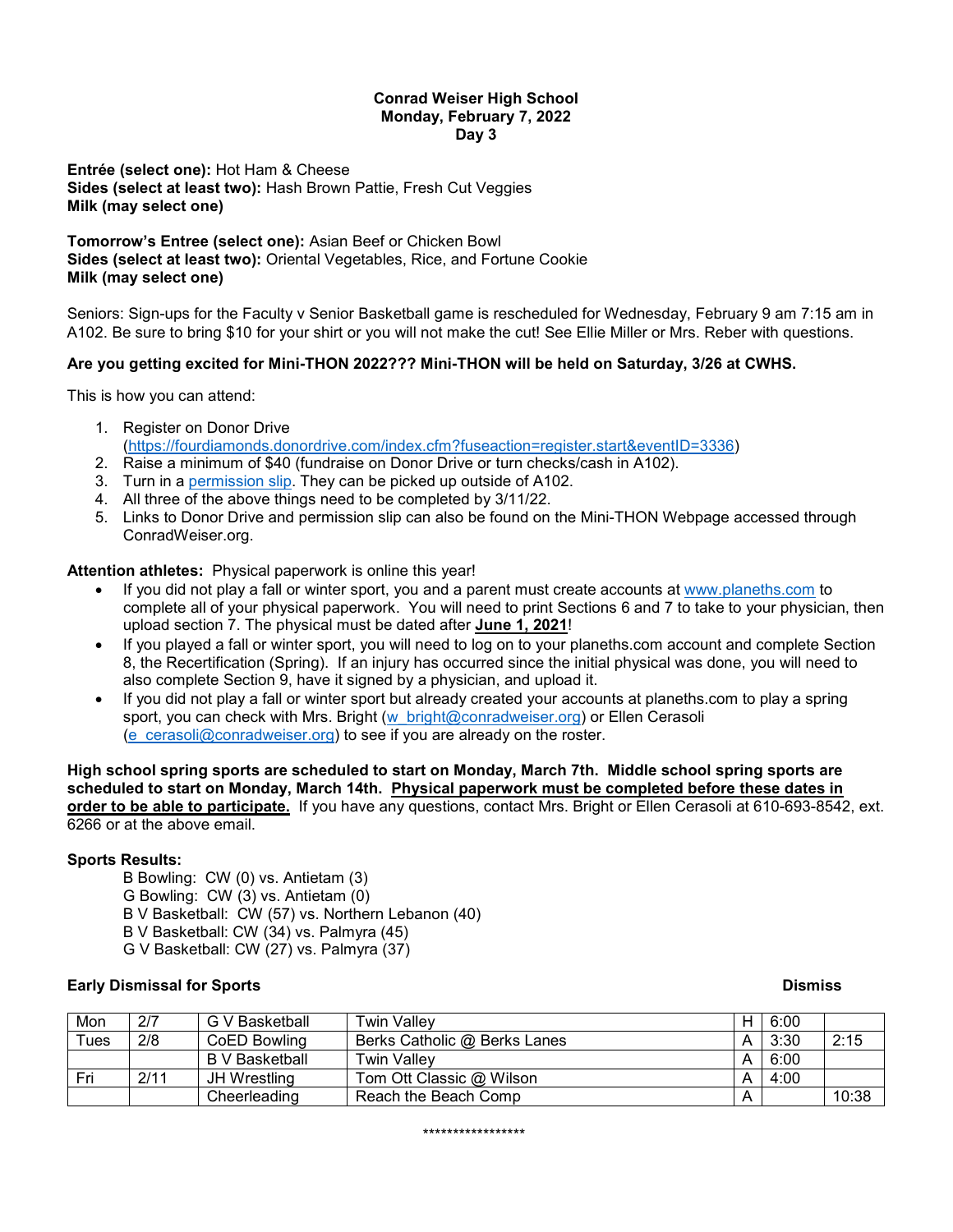**Conrad Weiser High School**
**Monday, February 7, 2022**
**Day 3**

**Entrée (select one):** Hot Ham & Cheese
**Sides (select at least two):** Hash Brown Pattie, Fresh Cut Veggies
**Milk (may select one)**

**Tomorrow's Entree (select one):** Asian Beef or Chicken Bowl
**Sides (select at least two):** Oriental Vegetables, Rice, and Fortune Cookie
**Milk (may select one)**

Seniors: Sign-ups for the Faculty v Senior Basketball game is rescheduled for Wednesday, February 9 am 7:15 am in A102. Be sure to bring $10 for your shirt or you will not make the cut! See Ellie Miller or Mrs. Reber with questions.

**Are you getting excited for Mini-THON 2022??? Mini-THON will be held on Saturday, 3/26 at CWHS.**

This is how you can attend:

1. Register on Donor Drive (https://fourdiamonds.donordrive.com/index.cfm?fuseaction=register.start&eventID=3336)
2. Raise a minimum of $40 (fundraise on Donor Drive or turn checks/cash in A102).
3. Turn in a permission slip. They can be picked up outside of A102.
4. All three of the above things need to be completed by 3/11/22.
5. Links to Donor Drive and permission slip can also be found on the Mini-THON Webpage accessed through ConradWeiser.org.

**Attention athletes:** Physical paperwork is online this year!

- If you did not play a fall or winter sport, you and a parent must create accounts at www.planeths.com to complete all of your physical paperwork. You will need to print Sections 6 and 7 to take to your physician, then upload section 7. The physical must be dated after **June 1, 2021**!
- If you played a fall or winter sport, you will need to log on to your planeths.com account and complete Section 8, the Recertification (Spring). If an injury has occurred since the initial physical was done, you will need to also complete Section 9, have it signed by a physician, and upload it.
- If you did not play a fall or winter sport but already created your accounts at planeths.com to play a spring sport, you can check with Mrs. Bright (w_bright@conradweiser.org) or Ellen Cerasoli (e_cerasoli@conradweiser.org) to see if you are already on the roster.

**High school spring sports are scheduled to start on Monday, March 7th. Middle school spring sports are scheduled to start on Monday, March 14th. Physical paperwork must be completed before these dates in order to be able to participate.** If you have any questions, contact Mrs. Bright or Ellen Cerasoli at 610-693-8542, ext. 6266 or at the above email.

**Sports Results:**

B Bowling: CW (0) vs. Antietam (3)
G Bowling: CW (3) vs. Antietam (0)
B V Basketball: CW (57) vs. Northern Lebanon (40)
B V Basketball: CW (34) vs. Palmyra (45)
G V Basketball: CW (27) vs. Palmyra (37)

**Early Dismissal for Sports** **Dismiss**

| | | | | | | Dismiss |
|---|---|---|---|---|---|---|
| Mon | 2/7 | G V Basketball | Twin Valley | H | 6:00 | |
| Tues | 2/8 | CoED Bowling | Berks Catholic @ Berks Lanes | A | 3:30 | 2:15 |
| | | B V Basketball | Twin Valley | A | 6:00 | |
| Fri | 2/11 | JH Wrestling | Tom Ott Classic @ Wilson | A | 4:00 | |
| | | Cheerleading | Reach the Beach Comp | A | | 10:38 |

*****************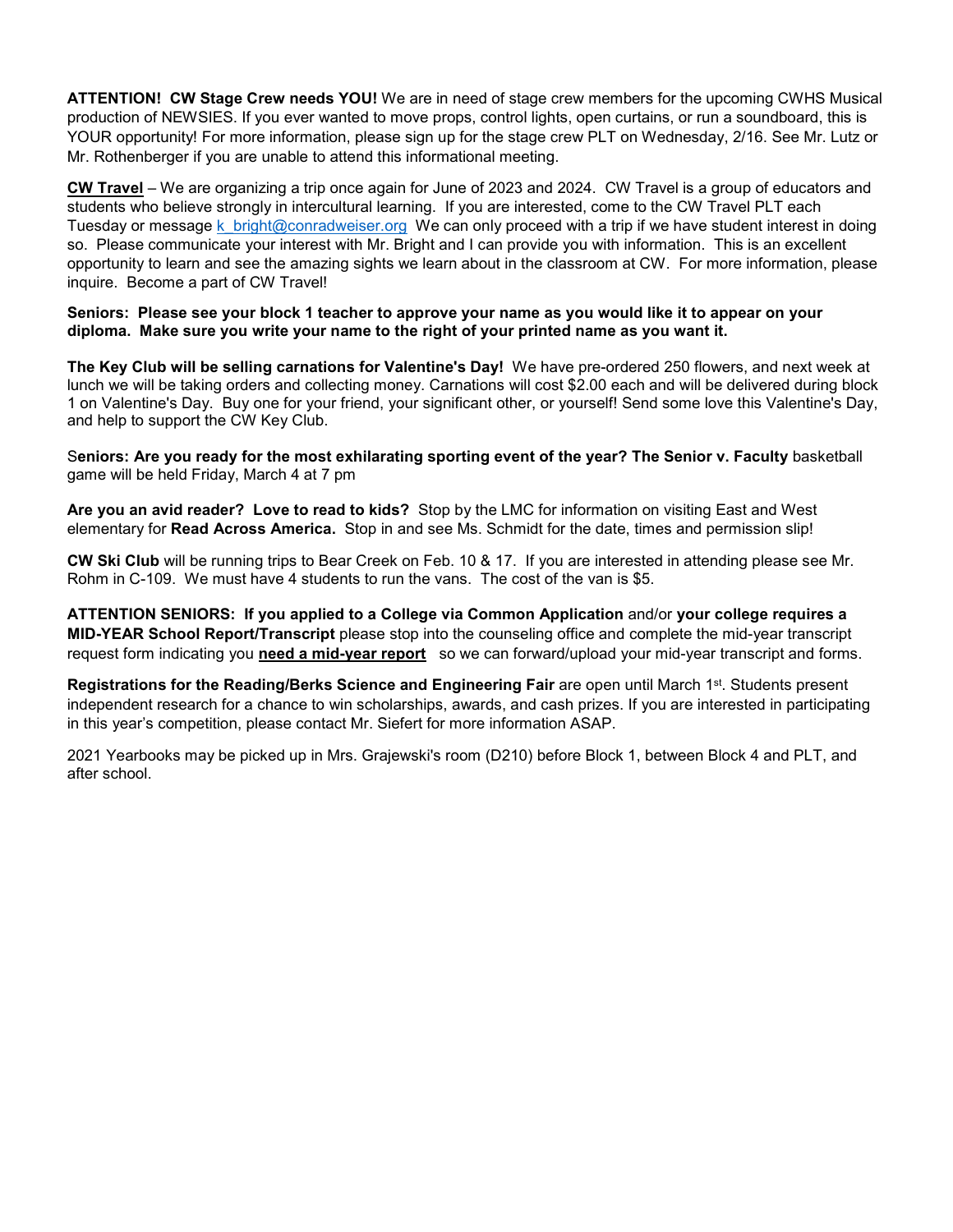**ATTENTION! CW Stage Crew needs YOU!** We are in need of stage crew members for the upcoming CWHS Musical production of NEWSIES. If you ever wanted to move props, control lights, open curtains, or run a soundboard, this is YOUR opportunity! For more information, please sign up for the stage crew PLT on Wednesday, 2/16. See Mr. Lutz or Mr. Rothenberger if you are unable to attend this informational meeting.

**<u>CW Travel</u>** – We are organizing a trip once again for June of 2023 and 2024. CW Travel is a group of educators and students who believe strongly in intercultural learning. If you are interested, come to the CW Travel PLT each Tuesday or message k_bright@conradweiser.org We can only proceed with a trip if we have student interest in doing so. Please communicate your interest with Mr. Bright and I can provide you with information. This is an excellent opportunity to learn and see the amazing sights we learn about in the classroom at CW. For more information, please inquire. Become a part of CW Travel!

**Seniors: Please see your block 1 teacher to approve your name as you would like it to appear on your diploma. Make sure you write your name to the right of your printed name as you want it.**

**The Key Club will be selling carnations for Valentine's Day!** We have pre-ordered 250 flowers, and next week at lunch we will be taking orders and collecting money. Carnations will cost $2.00 each and will be delivered during block 1 on Valentine's Day. Buy one for your friend, your significant other, or yourself! Send some love this Valentine's Day, and help to support the CW Key Club.

S**eniors: Are you ready for the most exhilarating sporting event of the year? The Senior v. Faculty** basketball game will be held Friday, March 4 at 7 pm

**Are you an avid reader? Love to read to kids?** Stop by the LMC for information on visiting East and West elementary for **Read Across America.** Stop in and see Ms. Schmidt for the date, times and permission slip!

**CW Ski Club** will be running trips to Bear Creek on Feb. 10 & 17. If you are interested in attending please see Mr. Rohm in C-109. We must have 4 students to run the vans. The cost of the van is $5.

**ATTENTION SENIORS: If you applied to a College via Common Application** and/or **your college requires a MID-YEAR School Report/Transcript** please stop into the counseling office and complete the mid-year transcript request form indicating you **<u>need a mid-year report</u>** so we can forward/upload your mid-year transcript and forms.

**Registrations for the Reading/Berks Science and Engineering Fair** are open until March 1st. Students present independent research for a chance to win scholarships, awards, and cash prizes. If you are interested in participating in this year's competition, please contact Mr. Siefert for more information ASAP.

2021 Yearbooks may be picked up in Mrs. Grajewski's room (D210) before Block 1, between Block 4 and PLT, and after school.